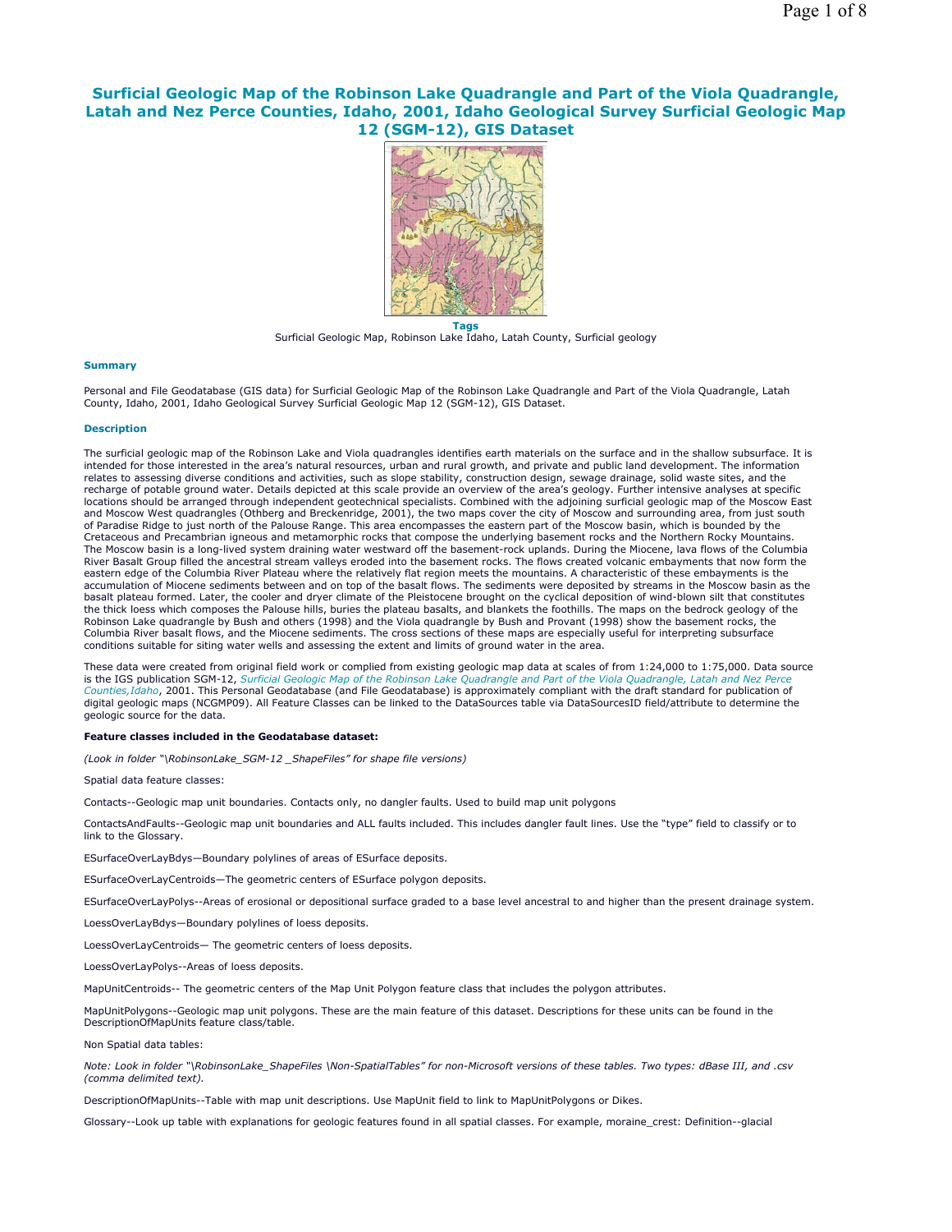# Surficial Geologic Map of the Robinson Lake Quadrangle and Part of the Viola Quadrangle, Latah and Nez Perce Counties, Idaho, 2001, Idaho Geological Survey Surficial Geologic Map 12 (SGM-12), GIS Dataset

**Tags**

Surficial Geologic Map, Robinson Lake Idaho, Latah County, Surficial geology

### Summary

Personal and File Geodatabase (GIS data) for Surficial Geologic Map of the Robinson Lake Quadrangle and Part of the Viola Quadrangle, Latah County, Idaho, 2001, Idaho Geological Survey Surficial Geologic Map 12 (SGM-12), GIS Dataset.

### Description

The surficial geologic map of the Robinson Lake and Viola quadrangles identifies earth materials on the surface and in the shallow subsurface. It is intended for those interested in the area's natural resources, urban and rural growth, and private and public land development. The information relates to assessing diverse conditions and activities, such as slope stability, construction design, sewage drainage, solid waste sites, and the recharge of potable ground water. Details depicted at this scale provide an overview of the area's geology. Further intensive analyses at specific locations should be arranged through independent geotechnical specialists. Combined with the adjoining surficial geologic map of the Moscow East and Moscow West quadrangles (Othberg and Breckenridge, 2001), the two maps cover the city of Moscow and surrounding area, from just south of Paradise Ridge to just north of the Palouse Range. This area encompasses the eastern part of the Moscow basin, which is bounded by the Cretaceous and Precambrian igneous and metamorphic rocks that compose the underlying basement rocks and the Northern Rocky Mountains. The Moscow basin is a long-lived system draining water westward off the basement-rock uplands. During the Miocene, lava flows of the Columbia River Basalt Group filled the ancestral stream valleys eroded into the basement rocks. The flows created volcanic embayments that now form the eastern edge of the Columbia River Plateau where the relatively flat region meets the mountains. A characteristic of these embayments is the accumulation of Miocene sediments between and on top of the basalt flows. The sediments were deposited by streams in the Moscow basin as the basalt plateau formed. Later, the cooler and dryer climate of the Pleistocene brought on the cyclical deposition of wind-blown silt that constitutes the thick loess which composes the Palouse hills, buries the plateau basalts, and blankets the foothills. The maps on the bedrock geology of the Robinson Lake quadrangle by Bush and others (1998) and the Viola quadrangle by Bush and Provant (1998) show the basement rocks, the Columbia River basalt flows, and the Miocene sediments. The cross sections of these maps are especially useful for interpreting subsurface conditions suitable for siting water wells and assessing the extent and limits of ground water in the area.

These data were created from original field work or complied from existing geologic map data at scales of from 1:24,000 to 1:75,000. Data source is the IGS publication SGM-12, *Surficial Geologic Map of the Robinson Lake Quadrangle and Part of the Viola Quadrangle, Latah and Nez Perce Counties,Idaho*, 2001. This Personal Geodatabase (and File Geodatabase) is approximately compliant with the draft standard for publication of digital geologic maps (NCGMP09). All Feature Classes can be linked to the DataSources table via DataSourcesID field/attribute to determine the geologic source for the data.

**Feature classes included in the Geodatabase dataset:**

*(Look in folder "\RobinsonLake_SGM-12 _ShapeFiles" for shape file versions)*

Spatial data feature classes:

Contacts--Geologic map unit boundaries. Contacts only, no dangler faults. Used to build map unit polygons

ContactsAndFaults--Geologic map unit boundaries and ALL faults included. This includes dangler fault lines. Use the "type" field to classify or to link to the Glossary.

ESurfaceOverLayBdys—Boundary polylines of areas of ESurface deposits.

ESurfaceOverLayCentroids—The geometric centers of ESurface polygon deposits.

ESurfaceOverLayPolys--Areas of erosional or depositional surface graded to a base level ancestral to and higher than the present drainage system.

LoessOverLayBdys—Boundary polylines of loess deposits.

LoessOverLayCentroids— The geometric centers of loess deposits.

LoessOverLayPolys--Areas of loess deposits.

MapUnitCentroids-- The geometric centers of the Map Unit Polygon feature class that includes the polygon attributes.

MapUnitPolygons--Geologic map unit polygons. These are the main feature of this dataset. Descriptions for these units can be found in the DescriptionOfMapUnits feature class/table.

Non Spatial data tables:

*Note: Look in folder "\RobinsonLake_ShapeFiles \Non-SpatialTables" for non-Microsoft versions of these tables. Two types: dBase III, and .csv (comma delimited text).*

DescriptionOfMapUnits--Table with map unit descriptions. Use MapUnit field to link to MapUnitPolygons or Dikes.

Glossary--Look up table with explanations for geologic features found in all spatial classes. For example, moraine_crest: Definition--glacial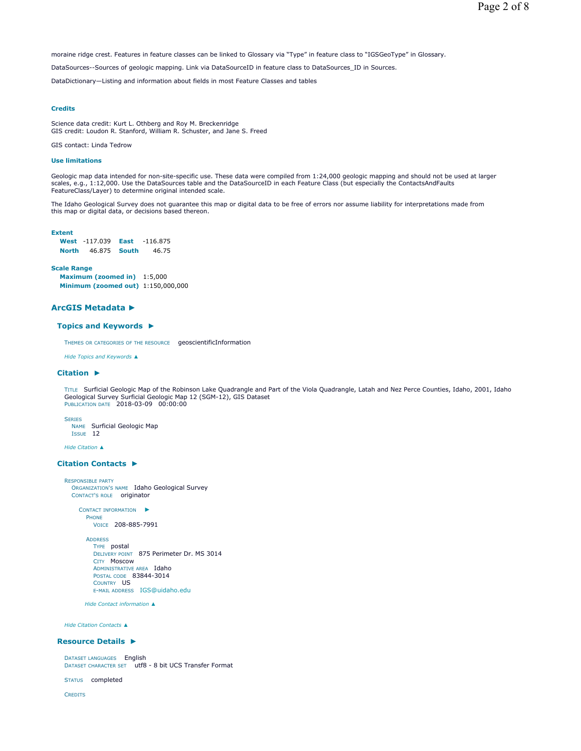moraine ridge crest. Features in feature classes can be linked to Glossary via "Type" in feature class to "IGSGeoType" in Glossary.

DataSources--Sources of geologic mapping. Link via DataSourceID in feature class to DataSources_ID in Sources.

DataDictionary—Listing and information about fields in most Feature Classes and tables

#### Credits

Science data credit: Kurt L. Othberg and Roy M. Breckenridge
GIS credit: Loudon R. Stanford, William R. Schuster, and Jane S. Freed

GIS contact: Linda Tedrow

#### Use limitations

Geologic map data intended for non-site-specific use. These data were compiled from 1:24,000 geologic mapping and should not be used at larger scales, e.g., 1:12,000. Use the DataSources table and the DataSourceID in each Feature Class (but especially the ContactsAndFaults FeatureClass/Layer) to determine original intended scale.

The Idaho Geological Survey does not guarantee this map or digital data to be free of errors nor assume liability for interpretations made from this map or digital data, or decisions based thereon.

#### Extent

**West** -117.039 **East** -116.875
**North** 46.875 **South** 46.75

#### Scale Range

**Maximum (zoomed in)** 1:5,000
**Minimum (zoomed out)** 1:150,000,000

## ArcGIS Metadata ►

### Topics and Keywords ►

THEMES OR CATEGORIES OF THE RESOURCE geoscientificInformation

*Hide Topics and Keywords ▲*

### Citation ►

TITLE Surficial Geologic Map of the Robinson Lake Quadrangle and Part of the Viola Quadrangle, Latah and Nez Perce Counties, Idaho, 2001, Idaho Geological Survey Surficial Geologic Map 12 (SGM-12), GIS Dataset
PUBLICATION DATE 2018-03-09 00:00:00

SERIES
NAME Surficial Geologic Map
ISSUE 12

*Hide Citation ▲*

### Citation Contacts ►

RESPONSIBLE PARTY
ORGANIZATION'S NAME Idaho Geological Survey
CONTACT'S ROLE originator

CONTACT INFORMATION ►
PHONE
VOICE 208-885-7991

ADDRESS
TYPE postal
DELIVERY POINT 875 Perimeter Dr. MS 3014
CITY Moscow
ADMINISTRATIVE AREA Idaho
POSTAL CODE 83844-3014
COUNTRY US
E-MAIL ADDRESS IGS@uidaho.edu

*Hide Contact information ▲*

*Hide Citation Contacts ▲*

### Resource Details ►

DATASET LANGUAGES English
DATASET CHARACTER SET utf8 - 8 bit UCS Transfer Format

STATUS completed

CREDITS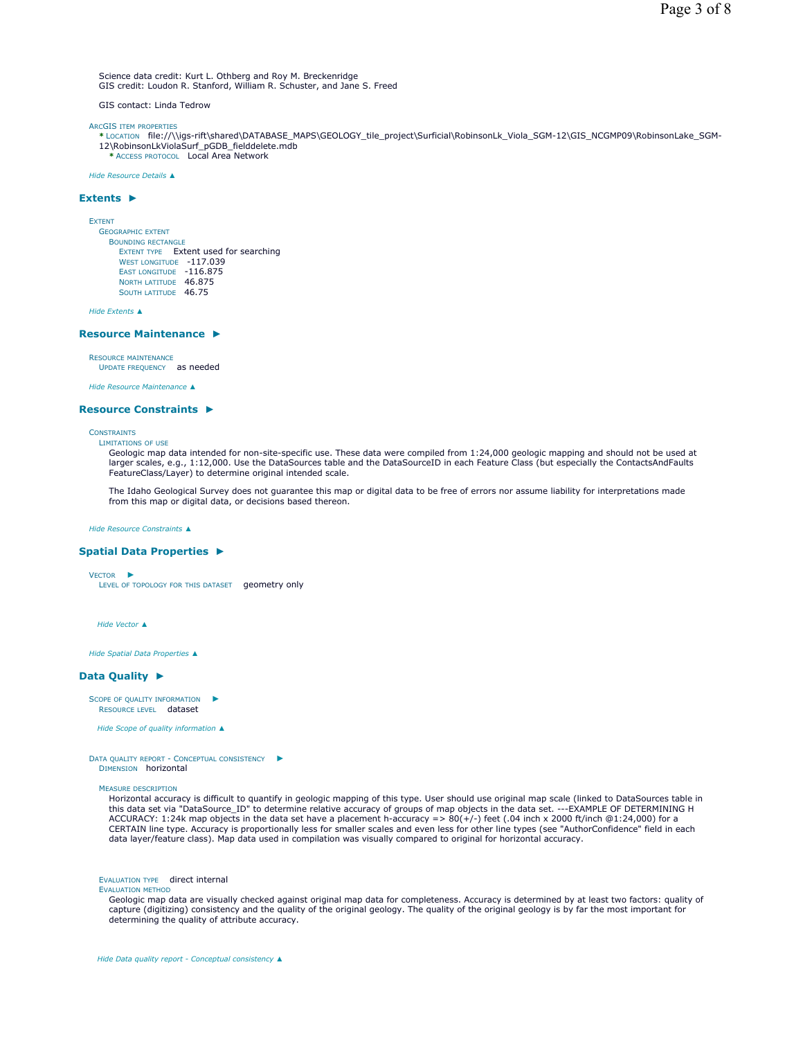Science data credit: Kurt L. Othberg and Roy M. Breckenridge
GIS credit: Loudon R. Stanford, William R. Schuster, and Jane S. Freed

GIS contact: Linda Tedrow

ARCGIS ITEM PROPERTIES
* LOCATION file://\\igs-rift\shared\DATABASE_MAPS\GEOLOGY_tile_project\Surficial\RobinsonLk_Viola_SGM-12\GIS_NCGMP09\RobinsonLake_SGM-12\RobinsonLkViolaSurf_pGDB_fielddelete.mdb
* ACCESS PROTOCOL Local Area Network

*Hide Resource Details ▲*

## Extents ►

EXTENT
GEOGRAPHIC EXTENT
BOUNDING RECTANGLE
EXTENT TYPE Extent used for searching
WEST LONGITUDE -117.039
EAST LONGITUDE -116.875
NORTH LATITUDE 46.875
SOUTH LATITUDE 46.75

*Hide Extents ▲*

## Resource Maintenance ►

RESOURCE MAINTENANCE
UPDATE FREQUENCY as needed

*Hide Resource Maintenance ▲*

## Resource Constraints ►

CONSTRAINTS
LIMITATIONS OF USE
Geologic map data intended for non-site-specific use. These data were compiled from 1:24,000 geologic mapping and should not be used at larger scales, e.g., 1:12,000. Use the DataSources table and the DataSourceID in each Feature Class (but especially the ContactsAndFaults FeatureClass/Layer) to determine original intended scale.

The Idaho Geological Survey does not guarantee this map or digital data to be free of errors nor assume liability for interpretations made from this map or digital data, or decisions based thereon.

*Hide Resource Constraints ▲*

## Spatial Data Properties ►

VECTOR ►
LEVEL OF TOPOLOGY FOR THIS DATASET geometry only

*Hide Vector ▲*

*Hide Spatial Data Properties ▲*

## Data Quality ►

SCOPE OF QUALITY INFORMATION ►
RESOURCE LEVEL dataset

*Hide Scope of quality information ▲*

DATA QUALITY REPORT - CONCEPTUAL CONSISTENCY ►
DIMENSION horizontal

MEASURE DESCRIPTION
Horizontal accuracy is difficult to quantify in geologic mapping of this type. User should use original map scale (linked to DataSources table in this data set via "DataSource_ID" to determine relative accuracy of groups of map objects in the data set. ---EXAMPLE OF DETERMINING H ACCURACY: 1:24k map objects in the data set have a placement h-accuracy => 80(+/-) feet (.04 inch x 2000 ft/inch @1:24,000) for a CERTAIN line type. Accuracy is proportionally less for smaller scales and even less for other line types (see "AuthorConfidence" field in each data layer/feature class). Map data used in compilation was visually compared to original for horizontal accuracy.

EVALUATION TYPE direct internal
EVALUATION METHOD
Geologic map data are visually checked against original map data for completeness. Accuracy is determined by at least two factors: quality of capture (digitizing) consistency and the quality of the original geology. The quality of the original geology is by far the most important for determining the quality of attribute accuracy.

*Hide Data quality report - Conceptual consistency ▲*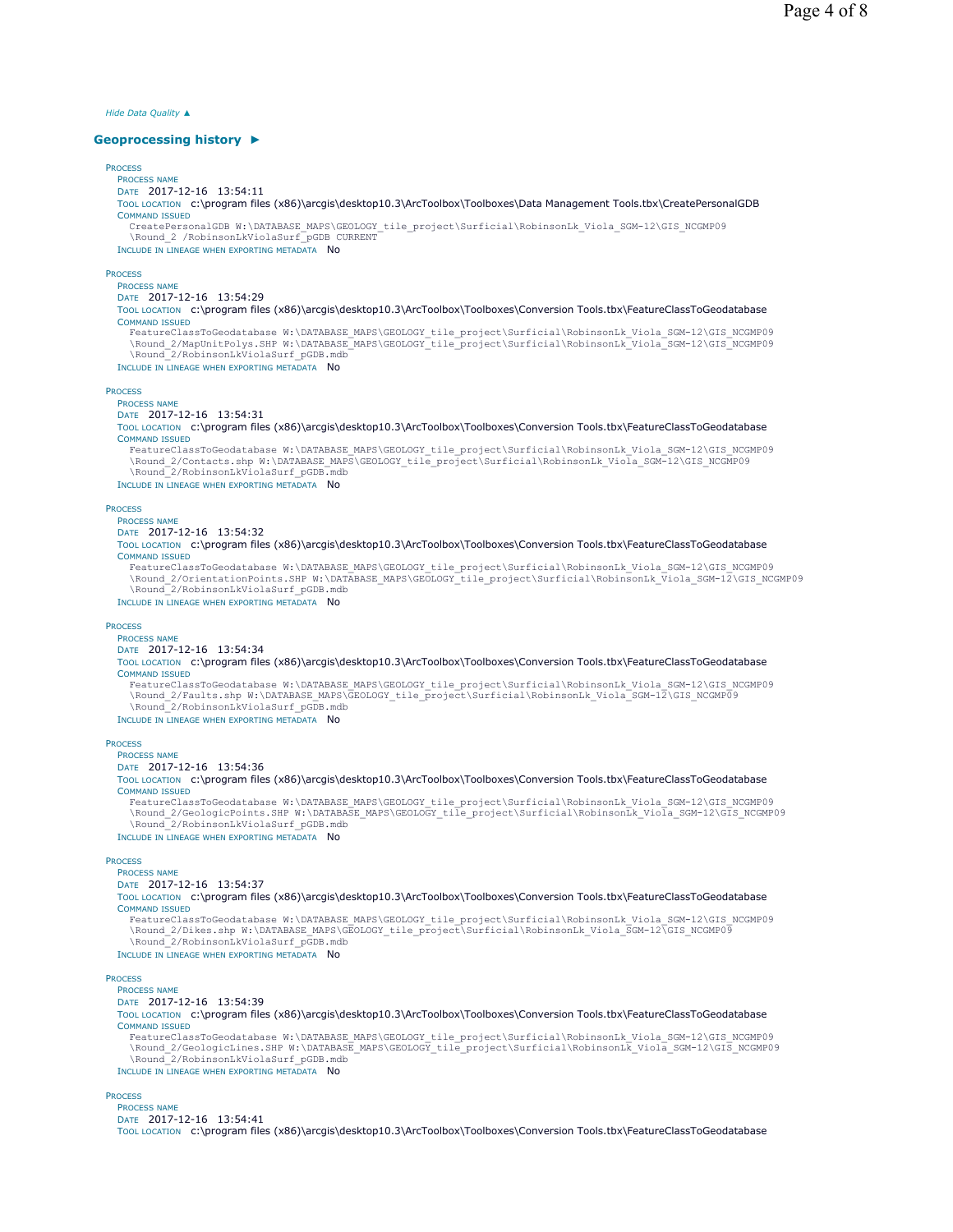*Hide Data Quality ▲*

## Geoprocessing history ►

**Process**

Process name
Date 2017-12-16 13:54:11
Tool location c:\program files (x86)\arcgis\desktop10.3\ArcToolbox\Toolboxes\Data Management Tools.tbx\CreatePersonalGDB
Command issued

```
CreatePersonalGDB W:\DATABASE_MAPS\GEOLOGY_tile_project\Surficial\RobinsonLk_Viola_SGM-12\GIS_NCGMP09
\Round_2 /RobinsonLkViolaSurf_pGDB CURRENT
```

Include in lineage when exporting metadata No

**Process**

Process name
Date 2017-12-16 13:54:29
Tool location c:\program files (x86)\arcgis\desktop10.3\ArcToolbox\Toolboxes\Conversion Tools.tbx\FeatureClassToGeodatabase
Command issued

```
FeatureClassToGeodatabase W:\DATABASE_MAPS\GEOLOGY_tile_project\Surficial\RobinsonLk_Viola_SGM-12\GIS_NCGMP09
\Round_2/MapUnitPolys.SHP W:\DATABASE_MAPS\GEOLOGY_tile_project\Surficial\RobinsonLk_Viola_SGM-12\GIS_NCGMP09
\Round_2/RobinsonLkViolaSurf_pGDB.mdb
```

Include in lineage when exporting metadata No

**Process**

Process name
Date 2017-12-16 13:54:31
Tool location c:\program files (x86)\arcgis\desktop10.3\ArcToolbox\Toolboxes\Conversion Tools.tbx\FeatureClassToGeodatabase
Command issued

```
FeatureClassToGeodatabase W:\DATABASE_MAPS\GEOLOGY_tile_project\Surficial\RobinsonLk_Viola_SGM-12\GIS_NCGMP09
\Round_2/Contacts.shp W:\DATABASE_MAPS\GEOLOGY_tile_project\Surficial\RobinsonLk_Viola_SGM-12\GIS_NCGMP09
\Round_2/RobinsonLkViolaSurf_pGDB.mdb
```

Include in lineage when exporting metadata No

**Process**

Process name
Date 2017-12-16 13:54:32
Tool location c:\program files (x86)\arcgis\desktop10.3\ArcToolbox\Toolboxes\Conversion Tools.tbx\FeatureClassToGeodatabase
Command issued

```
FeatureClassToGeodatabase W:\DATABASE_MAPS\GEOLOGY_tile_project\Surficial\RobinsonLk_Viola_SGM-12\GIS_NCGMP09
\Round_2/OrientationPoints.SHP W:\DATABASE_MAPS\GEOLOGY_tile_project\Surficial\RobinsonLk_Viola_SGM-12\GIS_NCGMP09
\Round_2/RobinsonLkViolaSurf_pGDB.mdb
```

Include in lineage when exporting metadata No

**Process**

Process name
Date 2017-12-16 13:54:34
Tool location c:\program files (x86)\arcgis\desktop10.3\ArcToolbox\Toolboxes\Conversion Tools.tbx\FeatureClassToGeodatabase
Command issued

```
FeatureClassToGeodatabase W:\DATABASE_MAPS\GEOLOGY_tile_project\Surficial\RobinsonLk_Viola_SGM-12\GIS_NCGMP09
\Round_2/Faults.shp W:\DATABASE_MAPS\GEOLOGY_tile_project\Surficial\RobinsonLk_Viola_SGM-12\GIS_NCGMP09
\Round_2/RobinsonLkViolaSurf_pGDB.mdb
```

Include in lineage when exporting metadata No

**Process**

Process name
Date 2017-12-16 13:54:36
Tool location c:\program files (x86)\arcgis\desktop10.3\ArcToolbox\Toolboxes\Conversion Tools.tbx\FeatureClassToGeodatabase
Command issued

```
FeatureClassToGeodatabase W:\DATABASE_MAPS\GEOLOGY_tile_project\Surficial\RobinsonLk_Viola_SGM-12\GIS_NCGMP09
\Round_2/GeologicPoints.SHP W:\DATABASE_MAPS\GEOLOGY_tile_project\Surficial\RobinsonLk_Viola_SGM-12\GIS_NCGMP09
\Round_2/RobinsonLkViolaSurf_pGDB.mdb
```

Include in lineage when exporting metadata No

**Process**

Process name
Date 2017-12-16 13:54:37
Tool location c:\program files (x86)\arcgis\desktop10.3\ArcToolbox\Toolboxes\Conversion Tools.tbx\FeatureClassToGeodatabase
Command issued

```
FeatureClassToGeodatabase W:\DATABASE_MAPS\GEOLOGY_tile_project\Surficial\RobinsonLk_Viola_SGM-12\GIS_NCGMP09
\Round_2/Dikes.shp W:\DATABASE_MAPS\GEOLOGY_tile_project\Surficial\RobinsonLk_Viola_SGM-12\GIS_NCGMP09
\Round_2/RobinsonLkViolaSurf_pGDB.mdb
```

Include in lineage when exporting metadata No

**Process**

Process name
Date 2017-12-16 13:54:39
Tool location c:\program files (x86)\arcgis\desktop10.3\ArcToolbox\Toolboxes\Conversion Tools.tbx\FeatureClassToGeodatabase
Command issued

```
FeatureClassToGeodatabase W:\DATABASE_MAPS\GEOLOGY_tile_project\Surficial\RobinsonLk_Viola_SGM-12\GIS_NCGMP09
\Round_2/GeologicLines.SHP W:\DATABASE_MAPS\GEOLOGY_tile_project\Surficial\RobinsonLk_Viola_SGM-12\GIS_NCGMP09
\Round_2/RobinsonLkViolaSurf_pGDB.mdb
```

Include in lineage when exporting metadata No

**Process**

Process name
Date 2017-12-16 13:54:41
Tool location c:\program files (x86)\arcgis\desktop10.3\ArcToolbox\Toolboxes\Conversion Tools.tbx\FeatureClassToGeodatabase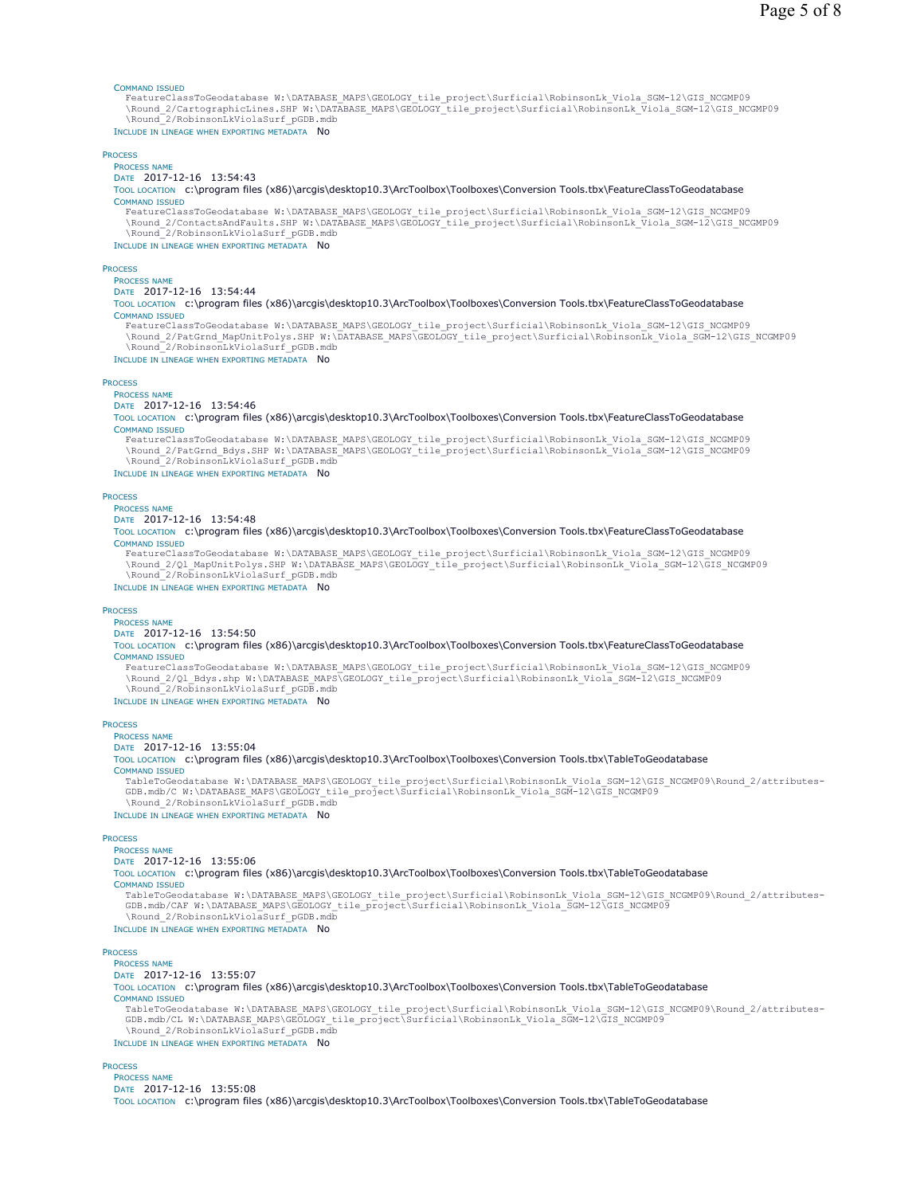COMMAND ISSUED

FeatureClassToGeodatabase W:\DATABASE_MAPS\GEOLOGY_tile_project\Surficial\RobinsonLk_Viola_SGM-12\GIS_NCGMP09\Round_2/CartographicLines.SHP W:\DATABASE_MAPS\GEOLOGY_tile_project\Surficial\RobinsonLk_Viola_SGM-12\GIS_NCGMP09\Round_2/RobinsonLkViolaSurf_pGDB.mdb

INCLUDE IN LINEAGE WHEN EXPORTING METADATA No

PROCESS

PROCESS NAME

DATE 2017-12-16 13:54:43

TOOL LOCATION c:\program files (x86)\arcgis\desktop10.3\ArcToolbox\Toolboxes\Conversion Tools.tbx\FeatureClassToGeodatabase

COMMAND ISSUED

FeatureClassToGeodatabase W:\DATABASE_MAPS\GEOLOGY_tile_project\Surficial\RobinsonLk_Viola_SGM-12\GIS_NCGMP09\Round_2/ContactsAndFaults.SHP W:\DATABASE_MAPS\GEOLOGY_tile_project\Surficial\RobinsonLk_Viola_SGM-12\GIS_NCGMP09\Round_2/RobinsonLkViolaSurf_pGDB.mdb

INCLUDE IN LINEAGE WHEN EXPORTING METADATA No

PROCESS

PROCESS NAME

DATE 2017-12-16 13:54:44

TOOL LOCATION c:\program files (x86)\arcgis\desktop10.3\ArcToolbox\Toolboxes\Conversion Tools.tbx\FeatureClassToGeodatabase

COMMAND ISSUED

FeatureClassToGeodatabase W:\DATABASE_MAPS\GEOLOGY_tile_project\Surficial\RobinsonLk_Viola_SGM-12\GIS_NCGMP09\Round_2/PatGrnd_MapUnitPolys.SHP W:\DATABASE_MAPS\GEOLOGY_tile_project\Surficial\RobinsonLk_Viola_SGM-12\GIS_NCGMP09\Round_2/RobinsonLkViolaSurf_pGDB.mdb

INCLUDE IN LINEAGE WHEN EXPORTING METADATA No

PROCESS

PROCESS NAME

DATE 2017-12-16 13:54:46

TOOL LOCATION c:\program files (x86)\arcgis\desktop10.3\ArcToolbox\Toolboxes\Conversion Tools.tbx\FeatureClassToGeodatabase

COMMAND ISSUED

FeatureClassToGeodatabase W:\DATABASE_MAPS\GEOLOGY_tile_project\Surficial\RobinsonLk_Viola_SGM-12\GIS_NCGMP09\Round_2/PatGrnd_Bdys.SHP W:\DATABASE_MAPS\GEOLOGY_tile_project\Surficial\RobinsonLk_Viola_SGM-12\GIS_NCGMP09\Round_2/RobinsonLkViolaSurf_pGDB.mdb

INCLUDE IN LINEAGE WHEN EXPORTING METADATA No

PROCESS

PROCESS NAME

DATE 2017-12-16 13:54:48

TOOL LOCATION c:\program files (x86)\arcgis\desktop10.3\ArcToolbox\Toolboxes\Conversion Tools.tbx\FeatureClassToGeodatabase

COMMAND ISSUED

FeatureClassToGeodatabase W:\DATABASE_MAPS\GEOLOGY_tile_project\Surficial\RobinsonLk_Viola_SGM-12\GIS_NCGMP09\Round_2/Ql_MapUnitPolys.SHP W:\DATABASE_MAPS\GEOLOGY_tile_project\Surficial\RobinsonLk_Viola_SGM-12\GIS_NCGMP09\Round_2/RobinsonLkViolaSurf_pGDB.mdb

INCLUDE IN LINEAGE WHEN EXPORTING METADATA No

PROCESS

PROCESS NAME

DATE 2017-12-16 13:54:50

TOOL LOCATION c:\program files (x86)\arcgis\desktop10.3\ArcToolbox\Toolboxes\Conversion Tools.tbx\FeatureClassToGeodatabase

COMMAND ISSUED

FeatureClassToGeodatabase W:\DATABASE_MAPS\GEOLOGY_tile_project\Surficial\RobinsonLk_Viola_SGM-12\GIS_NCGMP09\Round_2/Ql_Bdys.shp W:\DATABASE_MAPS\GEOLOGY_tile_project\Surficial\RobinsonLk_Viola_SGM-12\GIS_NCGMP09\Round_2/RobinsonLkViolaSurf_pGDB.mdb

INCLUDE IN LINEAGE WHEN EXPORTING METADATA No

PROCESS

PROCESS NAME

DATE 2017-12-16 13:55:04

TOOL LOCATION c:\program files (x86)\arcgis\desktop10.3\ArcToolbox\Toolboxes\Conversion Tools.tbx\TableToGeodatabase

COMMAND ISSUED

TableToGeodatabase W:\DATABASE_MAPS\GEOLOGY_tile_project\Surficial\RobinsonLk_Viola_SGM-12\GIS_NCGMP09\Round_2/attributes-GDB.mdb/C W:\DATABASE_MAPS\GEOLOGY_tile_project\Surficial\RobinsonLk_Viola_SGM-12\GIS_NCGMP09\Round_2/RobinsonLkViolaSurf_pGDB.mdb

INCLUDE IN LINEAGE WHEN EXPORTING METADATA No

PROCESS

PROCESS NAME

DATE 2017-12-16 13:55:06

TOOL LOCATION c:\program files (x86)\arcgis\desktop10.3\ArcToolbox\Toolboxes\Conversion Tools.tbx\TableToGeodatabase

COMMAND ISSUED

TableToGeodatabase W:\DATABASE_MAPS\GEOLOGY_tile_project\Surficial\RobinsonLk_Viola_SGM-12\GIS_NCGMP09\Round_2/attributes-GDB.mdb/CAF W:\DATABASE_MAPS\GEOLOGY_tile_project\Surficial\RobinsonLk_Viola_SGM-12\GIS_NCGMP09\Round_2/RobinsonLkViolaSurf_pGDB.mdb

INCLUDE IN LINEAGE WHEN EXPORTING METADATA No

PROCESS

PROCESS NAME

DATE 2017-12-16 13:55:07

TOOL LOCATION c:\program files (x86)\arcgis\desktop10.3\ArcToolbox\Toolboxes\Conversion Tools.tbx\TableToGeodatabase

COMMAND ISSUED

TableToGeodatabase W:\DATABASE_MAPS\GEOLOGY_tile_project\Surficial\RobinsonLk_Viola_SGM-12\GIS_NCGMP09\Round_2/attributes-GDB.mdb/CL W:\DATABASE_MAPS\GEOLOGY_tile_project\Surficial\RobinsonLk_Viola_SGM-12\GIS_NCGMP09\Round_2/RobinsonLkViolaSurf_pGDB.mdb

INCLUDE IN LINEAGE WHEN EXPORTING METADATA No

PROCESS

PROCESS NAME

DATE 2017-12-16 13:55:08

TOOL LOCATION c:\program files (x86)\arcgis\desktop10.3\ArcToolbox\Toolboxes\Conversion Tools.tbx\TableToGeodatabase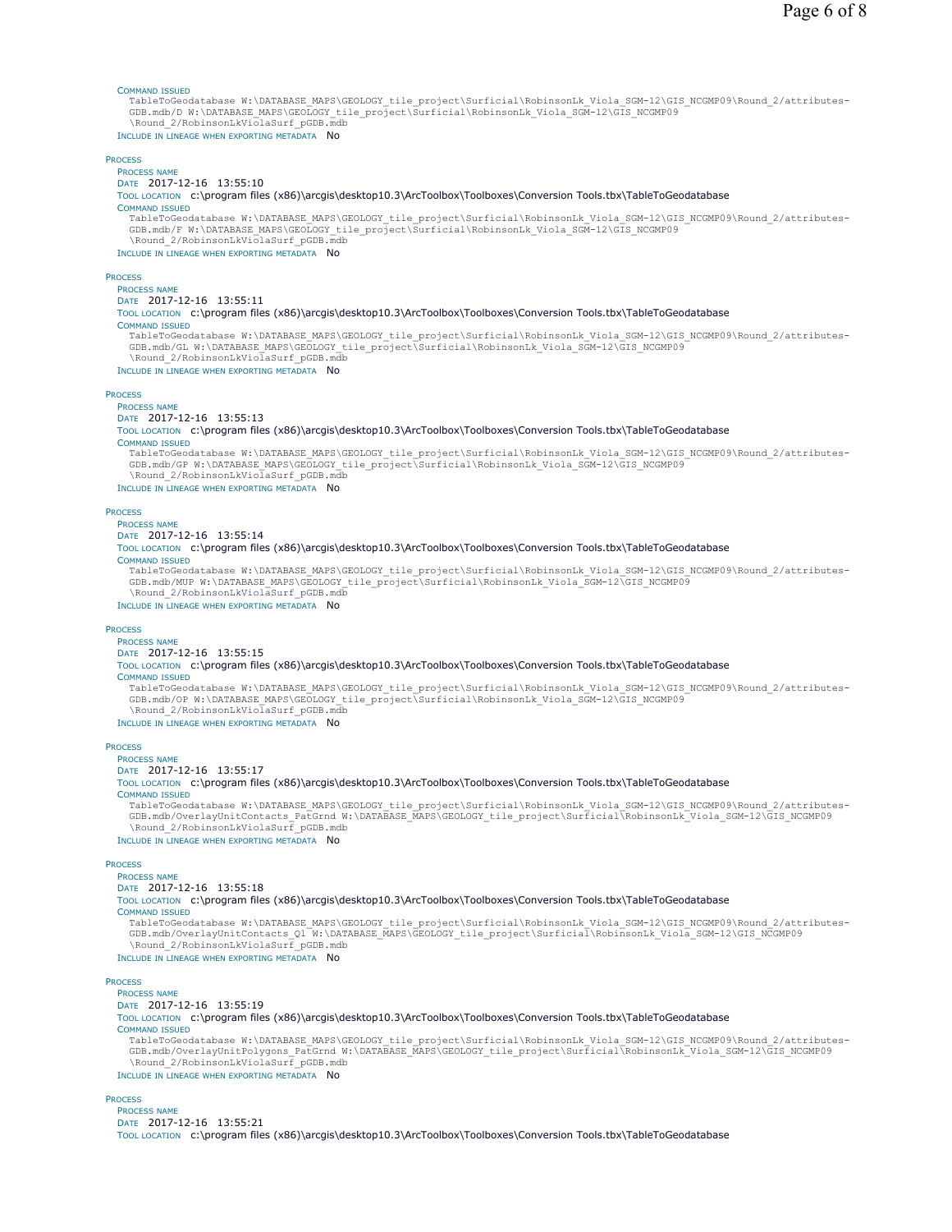Command issued

```
TableToGeodatabase W:\DATABASE_MAPS\GEOLOGY_tile_project\Surficial\RobinsonLk_Viola_SGM-12\GIS_NCGMP09\Round_2/attributes-GDB.mdb/D W:\DATABASE_MAPS\GEOLOGY_tile_project\Surficial\RobinsonLk_Viola_SGM-12\GIS_NCGMP09\Round_2/RobinsonLkViolaSurf_pGDB.mdb
```

Include in lineage when exporting metadata No

Process

Process name

Date 2017-12-16 13:55:10

Tool location c:\program files (x86)\arcgis\desktop10.3\ArcToolbox\Toolboxes\Conversion Tools.tbx\TableToGeodatabase

Command issued

```
TableToGeodatabase W:\DATABASE_MAPS\GEOLOGY_tile_project\Surficial\RobinsonLk_Viola_SGM-12\GIS_NCGMP09\Round_2/attributes-GDB.mdb/F W:\DATABASE_MAPS\GEOLOGY_tile_project\Surficial\RobinsonLk_Viola_SGM-12\GIS_NCGMP09\Round_2/RobinsonLkViolaSurf_pGDB.mdb
```

Include in lineage when exporting metadata No

Process

Process name

Date 2017-12-16 13:55:11

Tool location c:\program files (x86)\arcgis\desktop10.3\ArcToolbox\Toolboxes\Conversion Tools.tbx\TableToGeodatabase

Command issued

```
TableToGeodatabase W:\DATABASE_MAPS\GEOLOGY_tile_project\Surficial\RobinsonLk_Viola_SGM-12\GIS_NCGMP09\Round_2/attributes-GDB.mdb/GL W:\DATABASE_MAPS\GEOLOGY_tile_project\Surficial\RobinsonLk_Viola_SGM-12\GIS_NCGMP09\Round_2/RobinsonLkViolaSurf_pGDB.mdb
```

Include in lineage when exporting metadata No

Process

Process name

Date 2017-12-16 13:55:13

Tool location c:\program files (x86)\arcgis\desktop10.3\ArcToolbox\Toolboxes\Conversion Tools.tbx\TableToGeodatabase

Command issued

```
TableToGeodatabase W:\DATABASE_MAPS\GEOLOGY_tile_project\Surficial\RobinsonLk_Viola_SGM-12\GIS_NCGMP09\Round_2/attributes-GDB.mdb/GP W:\DATABASE_MAPS\GEOLOGY_tile_project\Surficial\RobinsonLk_Viola_SGM-12\GIS_NCGMP09\Round_2/RobinsonLkViolaSurf_pGDB.mdb
```

Include in lineage when exporting metadata No

Process

Process name

Date 2017-12-16 13:55:14

Tool location c:\program files (x86)\arcgis\desktop10.3\ArcToolbox\Toolboxes\Conversion Tools.tbx\TableToGeodatabase

Command issued

```
TableToGeodatabase W:\DATABASE_MAPS\GEOLOGY_tile_project\Surficial\RobinsonLk_Viola_SGM-12\GIS_NCGMP09\Round_2/attributes-GDB.mdb/MUP W:\DATABASE_MAPS\GEOLOGY_tile_project\Surficial\RobinsonLk_Viola_SGM-12\GIS_NCGMP09\Round_2/RobinsonLkViolaSurf_pGDB.mdb
```

Include in lineage when exporting metadata No

Process

Process name

Date 2017-12-16 13:55:15

Tool location c:\program files (x86)\arcgis\desktop10.3\ArcToolbox\Toolboxes\Conversion Tools.tbx\TableToGeodatabase

Command issued

```
TableToGeodatabase W:\DATABASE_MAPS\GEOLOGY_tile_project\Surficial\RobinsonLk_Viola_SGM-12\GIS_NCGMP09\Round_2/attributes-GDB.mdb/OP W:\DATABASE_MAPS\GEOLOGY_tile_project\Surficial\RobinsonLk_Viola_SGM-12\GIS_NCGMP09\Round_2/RobinsonLkViolaSurf_pGDB.mdb
```

Include in lineage when exporting metadata No

Process

Process name

Date 2017-12-16 13:55:17

Tool location c:\program files (x86)\arcgis\desktop10.3\ArcToolbox\Toolboxes\Conversion Tools.tbx\TableToGeodatabase

Command issued

```
TableToGeodatabase W:\DATABASE_MAPS\GEOLOGY_tile_project\Surficial\RobinsonLk_Viola_SGM-12\GIS_NCGMP09\Round_2/attributes-GDB.mdb/OverlayUnitContacts_PatGrnd W:\DATABASE_MAPS\GEOLOGY_tile_project\Surficial\RobinsonLk_Viola_SGM-12\GIS_NCGMP09\Round_2/RobinsonLkViolaSurf_pGDB.mdb
```

Include in lineage when exporting metadata No

Process

Process name

Date 2017-12-16 13:55:18

Tool location c:\program files (x86)\arcgis\desktop10.3\ArcToolbox\Toolboxes\Conversion Tools.tbx\TableToGeodatabase

Command issued

```
TableToGeodatabase W:\DATABASE_MAPS\GEOLOGY_tile_project\Surficial\RobinsonLk_Viola_SGM-12\GIS_NCGMP09\Round_2/attributes-GDB.mdb/OverlayUnitContacts_Ql W:\DATABASE_MAPS\GEOLOGY_tile_project\Surficial\RobinsonLk_Viola_SGM-12\GIS_NCGMP09\Round_2/RobinsonLkViolaSurf_pGDB.mdb
```

Include in lineage when exporting metadata No

Process

Process name

Date 2017-12-16 13:55:19

Tool location c:\program files (x86)\arcgis\desktop10.3\ArcToolbox\Toolboxes\Conversion Tools.tbx\TableToGeodatabase

Command issued

```
TableToGeodatabase W:\DATABASE_MAPS\GEOLOGY_tile_project\Surficial\RobinsonLk_Viola_SGM-12\GIS_NCGMP09\Round_2/attributes-GDB.mdb/OverlayUnitPolygons_PatGrnd W:\DATABASE_MAPS\GEOLOGY_tile_project\Surficial\RobinsonLk_Viola_SGM-12\GIS_NCGMP09\Round_2/RobinsonLkViolaSurf_pGDB.mdb
```

Include in lineage when exporting metadata No

Process

Process name

Date 2017-12-16 13:55:21

Tool location c:\program files (x86)\arcgis\desktop10.3\ArcToolbox\Toolboxes\Conversion Tools.tbx\TableToGeodatabase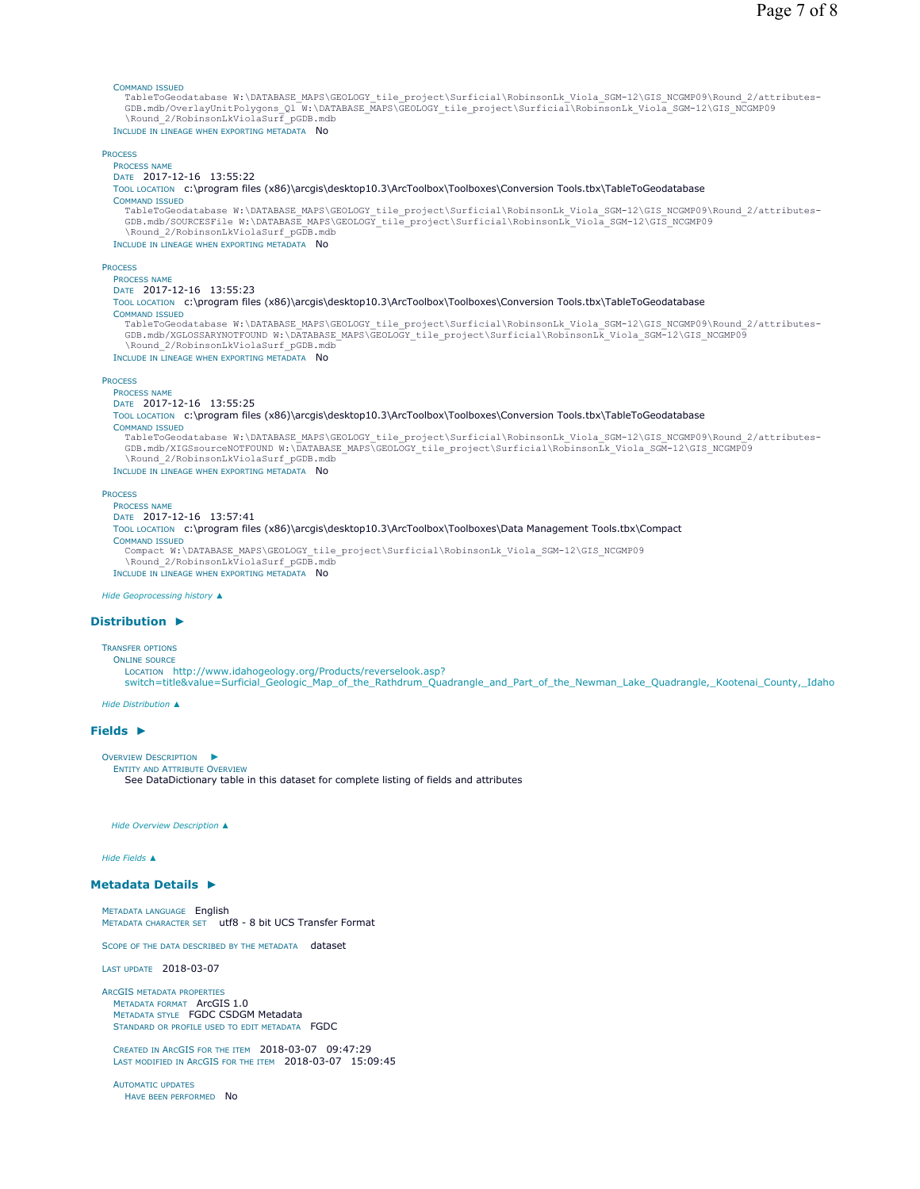COMMAND ISSUED
```
TableToGeodatabase W:\DATABASE_MAPS\GEOLOGY_tile_project\Surficial\RobinsonLk_Viola_SGM-12\GIS_NCGMP09\Round_2/attributes-GDB.mdb/OverlayUnitPolygons_Ql W:\DATABASE_MAPS\GEOLOGY_tile_project\Surficial\RobinsonLk_Viola_SGM-12\GIS_NCGMP09\Round_2/RobinsonLkViolaSurf_pGDB.mdb
```
INCLUDE IN LINEAGE WHEN EXPORTING METADATA No

PROCESS
PROCESS NAME
DATE 2017-12-16 13:55:22
TOOL LOCATION c:\program files (x86)\arcgis\desktop10.3\ArcToolbox\Toolboxes\Conversion Tools.tbx\TableToGeodatabase
COMMAND ISSUED
```
TableToGeodatabase W:\DATABASE_MAPS\GEOLOGY_tile_project\Surficial\RobinsonLk_Viola_SGM-12\GIS_NCGMP09\Round_2/attributes-GDB.mdb/SOURCESFile W:\DATABASE_MAPS\GEOLOGY_tile_project\Surficial\RobinsonLk_Viola_SGM-12\GIS_NCGMP09\Round_2/RobinsonLkViolaSurf_pGDB.mdb
```
INCLUDE IN LINEAGE WHEN EXPORTING METADATA No

PROCESS
PROCESS NAME
DATE 2017-12-16 13:55:23
TOOL LOCATION c:\program files (x86)\arcgis\desktop10.3\ArcToolbox\Toolboxes\Conversion Tools.tbx\TableToGeodatabase
COMMAND ISSUED
```
TableToGeodatabase W:\DATABASE_MAPS\GEOLOGY_tile_project\Surficial\RobinsonLk_Viola_SGM-12\GIS_NCGMP09\Round_2/attributes-GDB.mdb/XGLOSSARYNOTFOUND W:\DATABASE_MAPS\GEOLOGY_tile_project\Surficial\RobinsonLk_Viola_SGM-12\GIS_NCGMP09\Round_2/RobinsonLkViolaSurf_pGDB.mdb
```
INCLUDE IN LINEAGE WHEN EXPORTING METADATA No

PROCESS
PROCESS NAME
DATE 2017-12-16 13:55:25
TOOL LOCATION c:\program files (x86)\arcgis\desktop10.3\ArcToolbox\Toolboxes\Conversion Tools.tbx\TableToGeodatabase
COMMAND ISSUED
```
TableToGeodatabase W:\DATABASE_MAPS\GEOLOGY_tile_project\Surficial\RobinsonLk_Viola_SGM-12\GIS_NCGMP09\Round_2/attributes-GDB.mdb/XIGSsourceNOTFOUND W:\DATABASE_MAPS\GEOLOGY_tile_project\Surficial\RobinsonLk_Viola_SGM-12\GIS_NCGMP09\Round_2/RobinsonLkViolaSurf_pGDB.mdb
```
INCLUDE IN LINEAGE WHEN EXPORTING METADATA No

PROCESS
PROCESS NAME
DATE 2017-12-16 13:57:41
TOOL LOCATION c:\program files (x86)\arcgis\desktop10.3\ArcToolbox\Toolboxes\Data Management Tools.tbx\Compact
COMMAND ISSUED
```
Compact W:\DATABASE_MAPS\GEOLOGY_tile_project\Surficial\RobinsonLk_Viola_SGM-12\GIS_NCGMP09\Round_2/RobinsonLkViolaSurf_pGDB.mdb
```
INCLUDE IN LINEAGE WHEN EXPORTING METADATA No

*Hide Geoprocessing history ▲*

## Distribution ►

TRANSFER OPTIONS
ONLINE SOURCE
LOCATION http://www.idahogeology.org/Products/reverselook.asp?switch=title&value=Surficial_Geologic_Map_of_the_Rathdrum_Quadrangle_and_Part_of_the_Newman_Lake_Quadrangle,_Kootenai_County,_Idaho

*Hide Distribution ▲*

## Fields ►

OVERVIEW DESCRIPTION ►
ENTITY AND ATTRIBUTE OVERVIEW
See DataDictionary table in this dataset for complete listing of fields and attributes

*Hide Overview Description ▲*

*Hide Fields ▲*

## Metadata Details ►

METADATA LANGUAGE English
METADATA CHARACTER SET utf8 - 8 bit UCS Transfer Format

SCOPE OF THE DATA DESCRIBED BY THE METADATA dataset

LAST UPDATE 2018-03-07

ARCGIS METADATA PROPERTIES
METADATA FORMAT ArcGIS 1.0
METADATA STYLE FGDC CSDGM Metadata
STANDARD OR PROFILE USED TO EDIT METADATA FGDC

CREATED IN ARCGIS FOR THE ITEM 2018-03-07 09:47:29
LAST MODIFIED IN ARCGIS FOR THE ITEM 2018-03-07 15:09:45

AUTOMATIC UPDATES
HAVE BEEN PERFORMED No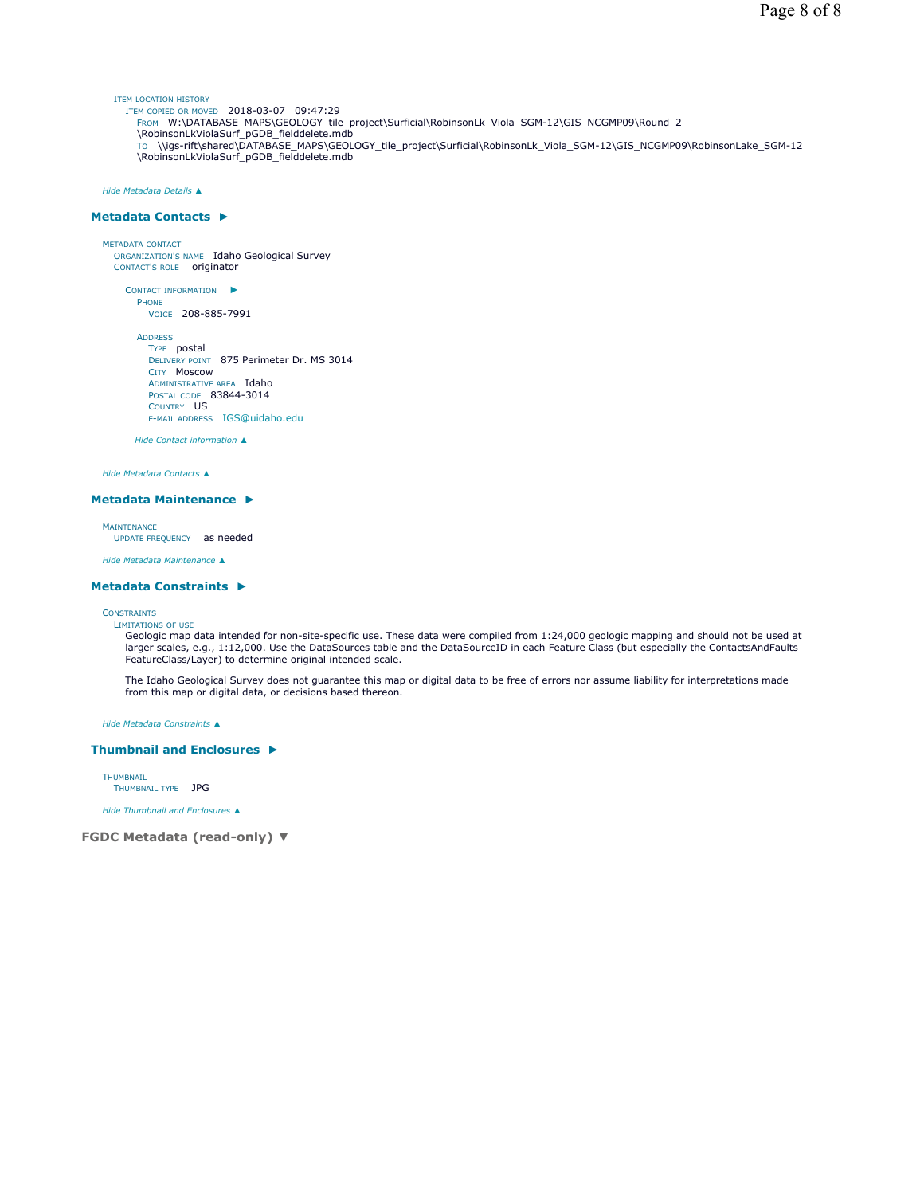ITEM LOCATION HISTORY
ITEM COPIED OR MOVED 2018-03-07 09:47:29
FROM W:\DATABASE_MAPS\GEOLOGY_tile_project\Surficial\RobinsonLk_Viola_SGM-12\GIS_NCGMP09\Round_2\RobinsonLkViolaSurf_pGDB_fielddelete.mdb
TO \\igs-rift\shared\DATABASE_MAPS\GEOLOGY_tile_project\Surficial\RobinsonLk_Viola_SGM-12\GIS_NCGMP09\RobinsonLake_SGM-12\RobinsonLkViolaSurf_pGDB_fielddelete.mdb

*Hide Metadata Details ▲*

## Metadata Contacts ►

METADATA CONTACT
ORGANIZATION'S NAME Idaho Geological Survey
CONTACT'S ROLE originator

CONTACT INFORMATION ►
PHONE
VOICE 208-885-7991

ADDRESS
TYPE postal
DELIVERY POINT 875 Perimeter Dr. MS 3014
CITY Moscow
ADMINISTRATIVE AREA Idaho
POSTAL CODE 83844-3014
COUNTRY US
E-MAIL ADDRESS IGS@uidaho.edu

*Hide Contact information ▲*

*Hide Metadata Contacts ▲*

## Metadata Maintenance ►

MAINTENANCE
UPDATE FREQUENCY as needed

*Hide Metadata Maintenance ▲*

## Metadata Constraints ►

CONSTRAINTS
LIMITATIONS OF USE
Geologic map data intended for non-site-specific use. These data were compiled from 1:24,000 geologic mapping and should not be used at larger scales, e.g., 1:12,000. Use the DataSources table and the DataSourceID in each Feature Class (but especially the ContactsAndFaults FeatureClass/Layer) to determine original intended scale.

The Idaho Geological Survey does not guarantee this map or digital data to be free of errors nor assume liability for interpretations made from this map or digital data, or decisions based thereon.

*Hide Metadata Constraints ▲*

## Thumbnail and Enclosures ►

THUMBNAIL
THUMBNAIL TYPE JPG

*Hide Thumbnail and Enclosures ▲*

## FGDC Metadata (read-only) ▼